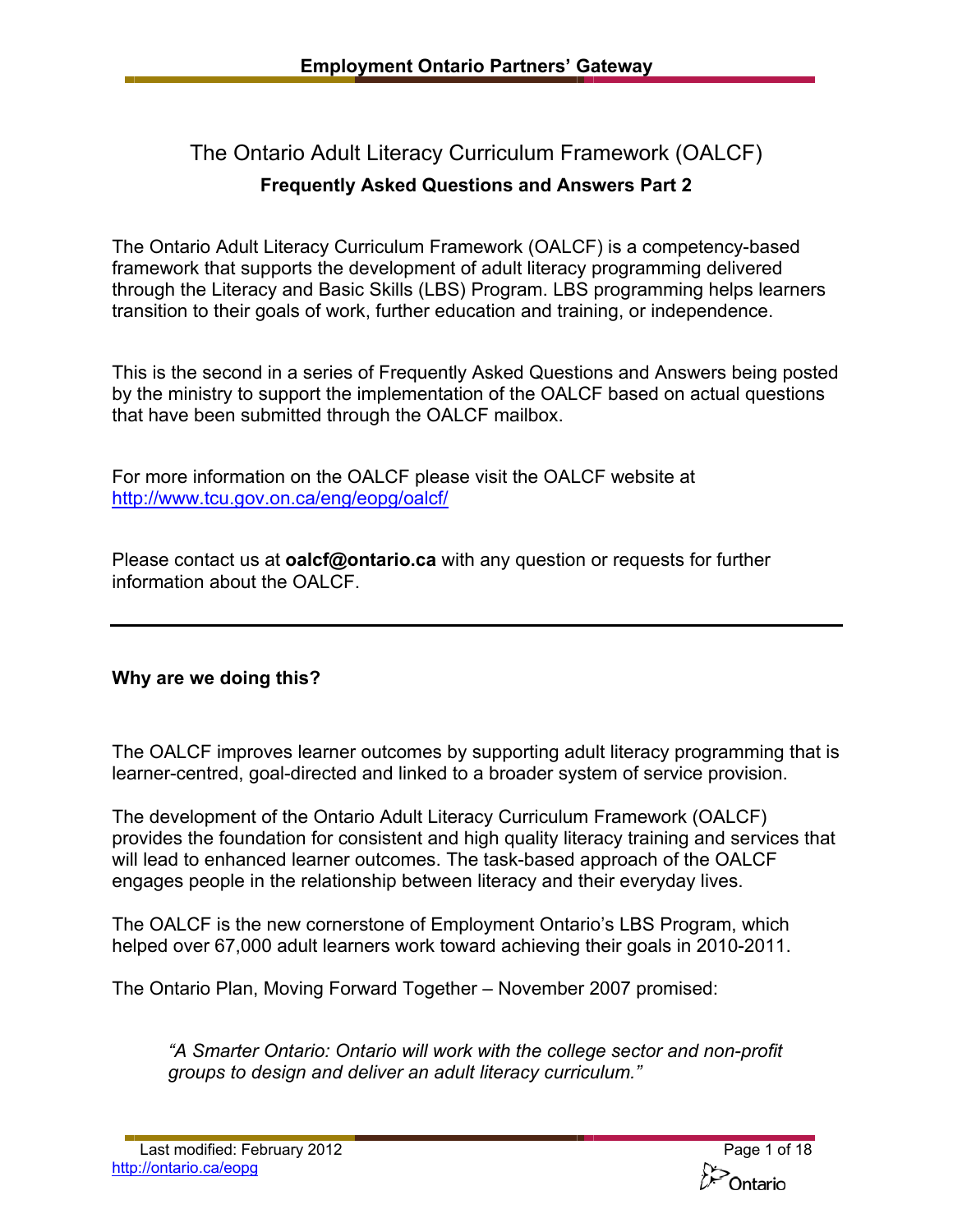# The Ontario Adult Literacy Curriculum Framework (OALCF)

## Frequently Asked Questions and Answers Part 2

The Ontario Adult Literacy Curriculum Framework (OALCF) is a competency-based framework that supports the development of adult literacy programming delivered through the Literacy and Basic Skills (LBS) Program. LBS programming helps learners transition to their goals of work, further education and training, or independence.

This is the second in a series of Frequently Asked Questions and Answers being posted by the ministry to support the implementation of the OALCF based on actual questions that have been submitted through the OALCF mailbox.

For more information on the OALCF please visit the OALCF website at http://www.tcu.gov.on.ca/eng/eopg/oalcf/

Please contact us at **oalcf@ontario.ca** with any question or requests for further information about the OALCF.

---

### Why are we doing this?

The OALCF improves learner outcomes by supporting adult literacy programming that is learner-centred, goal-directed and linked to a broader system of service provision.

The development of the Ontario Adult Literacy Curriculum Framework (OALCF) provides the foundation for consistent and high quality literacy training and services that will lead to enhanced learner outcomes. The task-based approach of the OALCF engages people in the relationship between literacy and their everyday lives.

The OALCF is the new cornerstone of Employment Ontario's LBS Program, which helped over 67,000 adult learners work toward achieving their goals in 2010-2011.

The Ontario Plan, Moving Forward Together – November 2007 promised:

> *"A Smarter Ontario: Ontario will work with the college sector and non-profit groups to design and deliver an adult literacy curriculum."*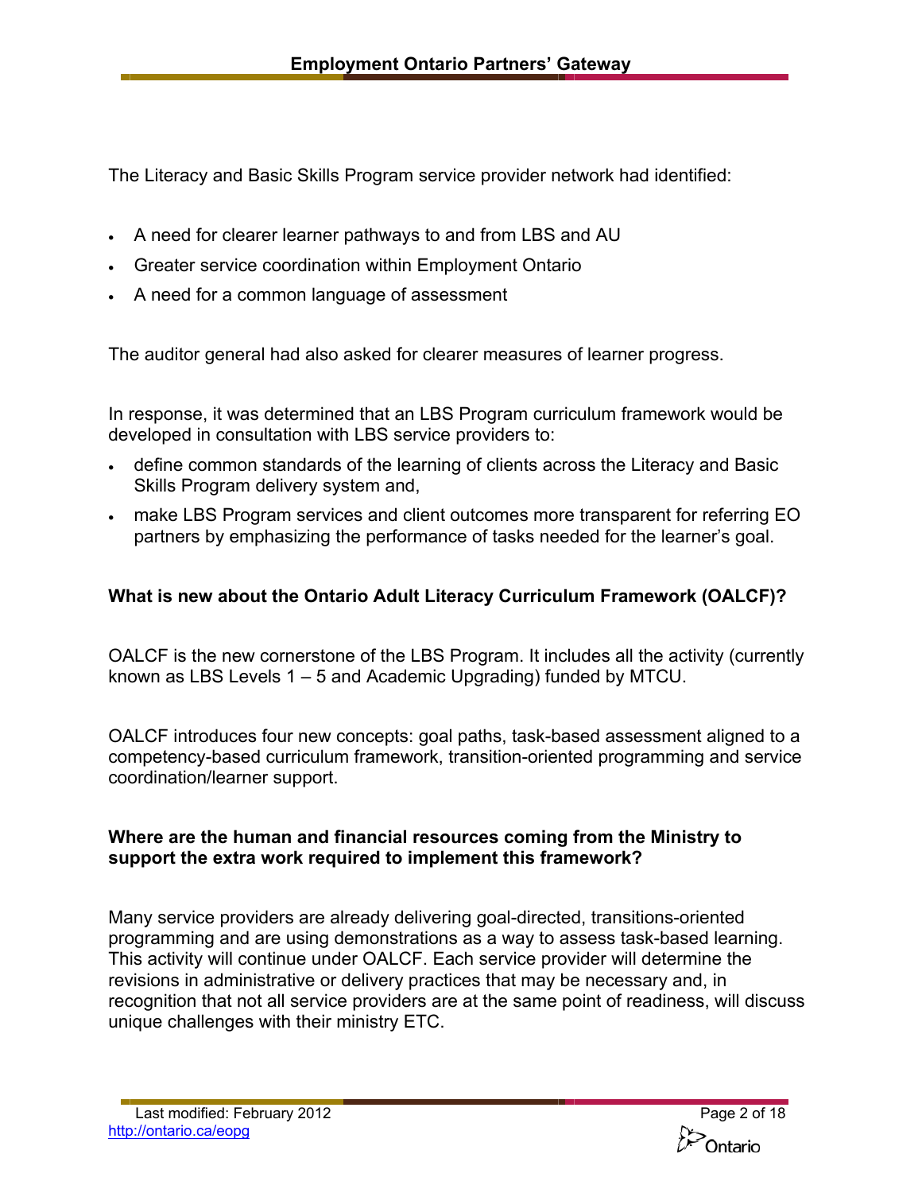The Literacy and Basic Skills Program service provider network had identified:

- A need for clearer learner pathways to and from LBS and AU
- Greater service coordination within Employment Ontario
- A need for a common language of assessment

The auditor general had also asked for clearer measures of learner progress.

In response, it was determined that an LBS Program curriculum framework would be developed in consultation with LBS service providers to:

- define common standards of the learning of clients across the Literacy and Basic Skills Program delivery system and,
- make LBS Program services and client outcomes more transparent for referring EO partners by emphasizing the performance of tasks needed for the learner's goal.

**What is new about the Ontario Adult Literacy Curriculum Framework (OALCF)?**

OALCF is the new cornerstone of the LBS Program. It includes all the activity (currently known as LBS Levels 1 – 5 and Academic Upgrading) funded by MTCU.

OALCF introduces four new concepts: goal paths, task-based assessment aligned to a competency-based curriculum framework, transition-oriented programming and service coordination/learner support.

**Where are the human and financial resources coming from the Ministry to support the extra work required to implement this framework?**

Many service providers are already delivering goal-directed, transitions-oriented programming and are using demonstrations as a way to assess task-based learning. This activity will continue under OALCF. Each service provider will determine the revisions in administrative or delivery practices that may be necessary and, in recognition that not all service providers are at the same point of readiness, will discuss unique challenges with their ministry ETC.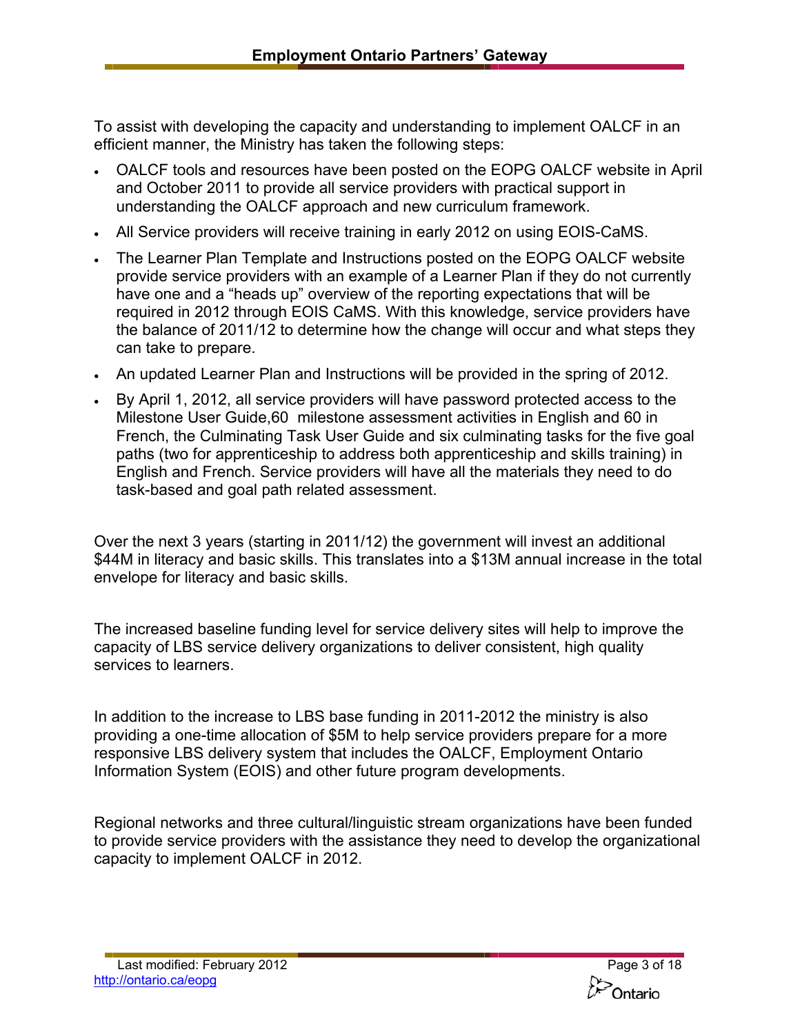To assist with developing the capacity and understanding to implement OALCF in an efficient manner, the Ministry has taken the following steps:

- OALCF tools and resources have been posted on the EOPG OALCF website in April and October 2011 to provide all service providers with practical support in understanding the OALCF approach and new curriculum framework.
- All Service providers will receive training in early 2012 on using EOIS-CaMS.
- The Learner Plan Template and Instructions posted on the EOPG OALCF website provide service providers with an example of a Learner Plan if they do not currently have one and a "heads up" overview of the reporting expectations that will be required in 2012 through EOIS CaMS. With this knowledge, service providers have the balance of 2011/12 to determine how the change will occur and what steps they can take to prepare.
- An updated Learner Plan and Instructions will be provided in the spring of 2012.
- By April 1, 2012, all service providers will have password protected access to the Milestone User Guide,60 milestone assessment activities in English and 60 in French, the Culminating Task User Guide and six culminating tasks for the five goal paths (two for apprenticeship to address both apprenticeship and skills training) in English and French. Service providers will have all the materials they need to do task-based and goal path related assessment.

Over the next 3 years (starting in 2011/12) the government will invest an additional $44M in literacy and basic skills. This translates into a $13M annual increase in the total envelope for literacy and basic skills.

The increased baseline funding level for service delivery sites will help to improve the capacity of LBS service delivery organizations to deliver consistent, high quality services to learners.

In addition to the increase to LBS base funding in 2011-2012 the ministry is also providing a one-time allocation of $5M to help service providers prepare for a more responsive LBS delivery system that includes the OALCF, Employment Ontario Information System (EOIS) and other future program developments.

Regional networks and three cultural/linguistic stream organizations have been funded to provide service providers with the assistance they need to develop the organizational capacity to implement OALCF in 2012.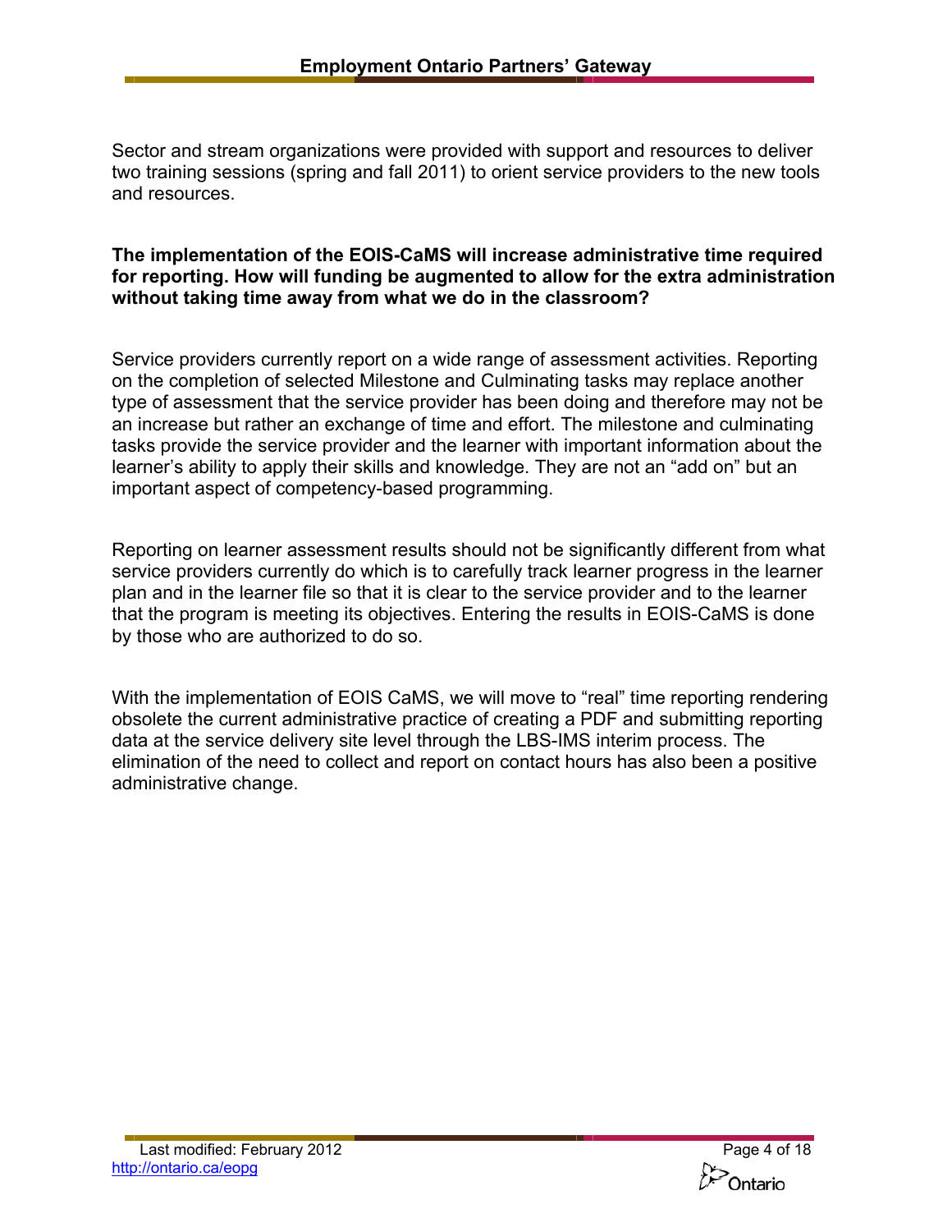Sector and stream organizations were provided with support and resources to deliver two training sessions (spring and fall 2011) to orient service providers to the new tools and resources.

**The implementation of the EOIS-CaMS will increase administrative time required for reporting. How will funding be augmented to allow for the extra administration without taking time away from what we do in the classroom?**

Service providers currently report on a wide range of assessment activities. Reporting on the completion of selected Milestone and Culminating tasks may replace another type of assessment that the service provider has been doing and therefore may not be an increase but rather an exchange of time and effort. The milestone and culminating tasks provide the service provider and the learner with important information about the learner's ability to apply their skills and knowledge. They are not an "add on" but an important aspect of competency-based programming.

Reporting on learner assessment results should not be significantly different from what service providers currently do which is to carefully track learner progress in the learner plan and in the learner file so that it is clear to the service provider and to the learner that the program is meeting its objectives. Entering the results in EOIS-CaMS is done by those who are authorized to do so.

With the implementation of EOIS CaMS, we will move to "real" time reporting rendering obsolete the current administrative practice of creating a PDF and submitting reporting data at the service delivery site level through the LBS-IMS interim process. The elimination of the need to collect and report on contact hours has also been a positive administrative change.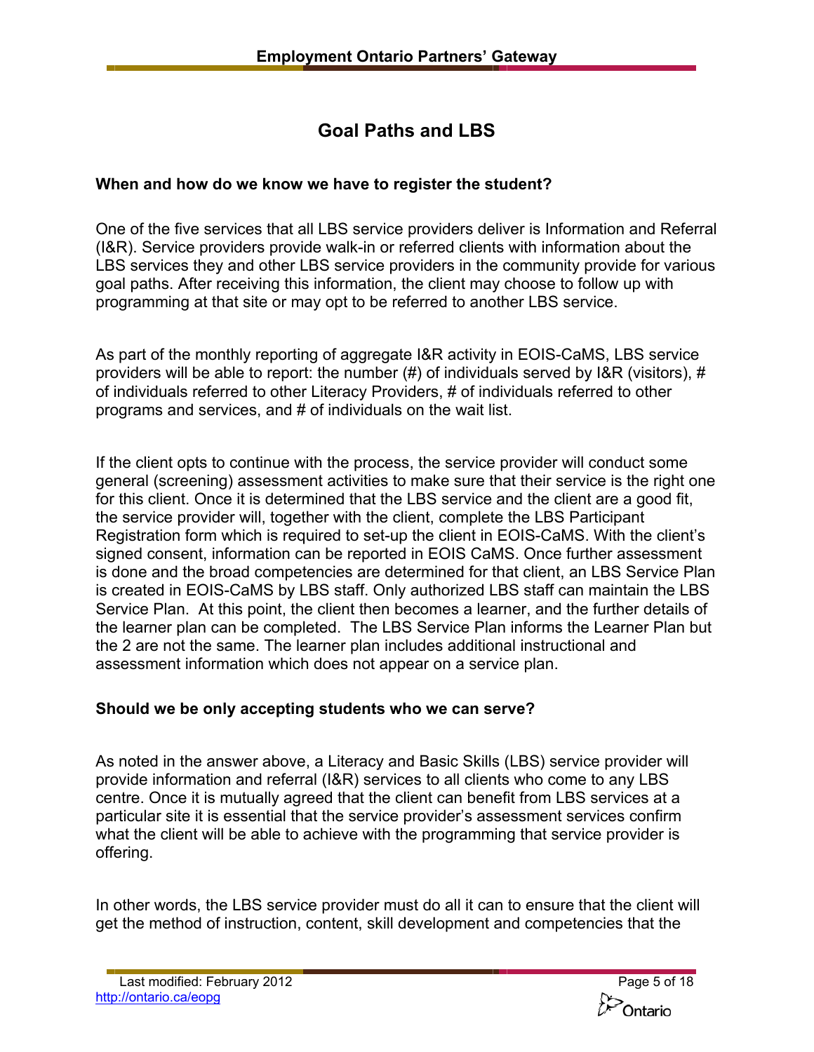## Goal Paths and LBS

### When and how do we know we have to register the student?

One of the five services that all LBS service providers deliver is Information and Referral (I&R). Service providers provide walk-in or referred clients with information about the LBS services they and other LBS service providers in the community provide for various goal paths. After receiving this information, the client may choose to follow up with programming at that site or may opt to be referred to another LBS service.

As part of the monthly reporting of aggregate I&R activity in EOIS-CaMS, LBS service providers will be able to report: the number (#) of individuals served by I&R (visitors), # of individuals referred to other Literacy Providers, # of individuals referred to other programs and services, and # of individuals on the wait list.

If the client opts to continue with the process, the service provider will conduct some general (screening) assessment activities to make sure that their service is the right one for this client. Once it is determined that the LBS service and the client are a good fit, the service provider will, together with the client, complete the LBS Participant Registration form which is required to set-up the client in EOIS-CaMS. With the client's signed consent, information can be reported in EOIS CaMS. Once further assessment is done and the broad competencies are determined for that client, an LBS Service Plan is created in EOIS-CaMS by LBS staff. Only authorized LBS staff can maintain the LBS Service Plan. At this point, the client then becomes a learner, and the further details of the learner plan can be completed. The LBS Service Plan informs the Learner Plan but the 2 are not the same. The learner plan includes additional instructional and assessment information which does not appear on a service plan.

### Should we be only accepting students who we can serve?

As noted in the answer above, a Literacy and Basic Skills (LBS) service provider will provide information and referral (I&R) services to all clients who come to any LBS centre. Once it is mutually agreed that the client can benefit from LBS services at a particular site it is essential that the service provider's assessment services confirm what the client will be able to achieve with the programming that service provider is offering.

In other words, the LBS service provider must do all it can to ensure that the client will get the method of instruction, content, skill development and competencies that the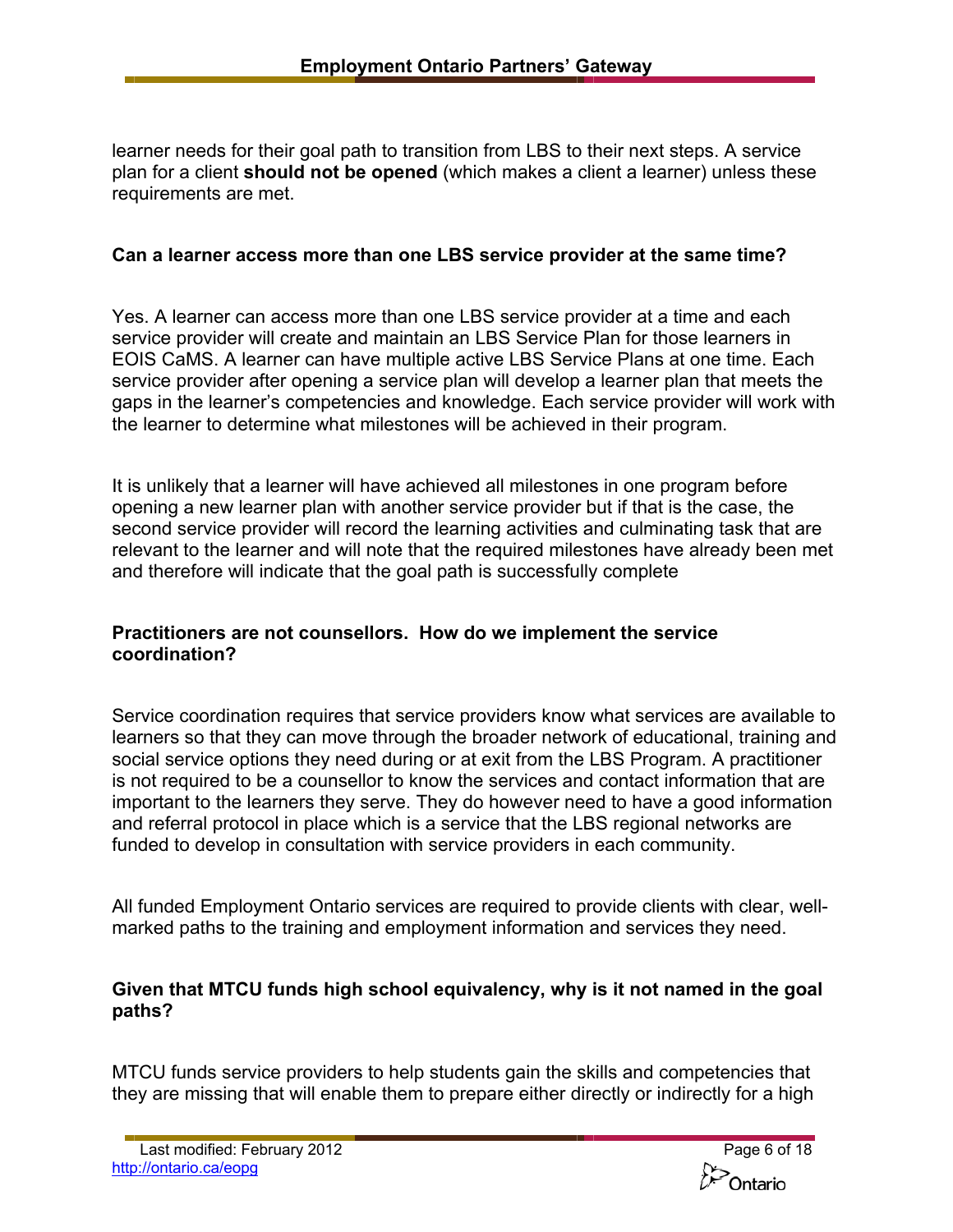learner needs for their goal path to transition from LBS to their next steps. A service plan for a client **should not be opened** (which makes a client a learner) unless these requirements are met.

**Can a learner access more than one LBS service provider at the same time?**

Yes. A learner can access more than one LBS service provider at a time and each service provider will create and maintain an LBS Service Plan for those learners in EOIS CaMS. A learner can have multiple active LBS Service Plans at one time. Each service provider after opening a service plan will develop a learner plan that meets the gaps in the learner's competencies and knowledge. Each service provider will work with the learner to determine what milestones will be achieved in their program.

It is unlikely that a learner will have achieved all milestones in one program before opening a new learner plan with another service provider but if that is the case, the second service provider will record the learning activities and culminating task that are relevant to the learner and will note that the required milestones have already been met and therefore will indicate that the goal path is successfully complete

**Practitioners are not counsellors. How do we implement the service coordination?**

Service coordination requires that service providers know what services are available to learners so that they can move through the broader network of educational, training and social service options they need during or at exit from the LBS Program. A practitioner is not required to be a counsellor to know the services and contact information that are important to the learners they serve. They do however need to have a good information and referral protocol in place which is a service that the LBS regional networks are funded to develop in consultation with service providers in each community.

All funded Employment Ontario services are required to provide clients with clear, well-marked paths to the training and employment information and services they need.

**Given that MTCU funds high school equivalency, why is it not named in the goal paths?**

MTCU funds service providers to help students gain the skills and competencies that they are missing that will enable them to prepare either directly or indirectly for a high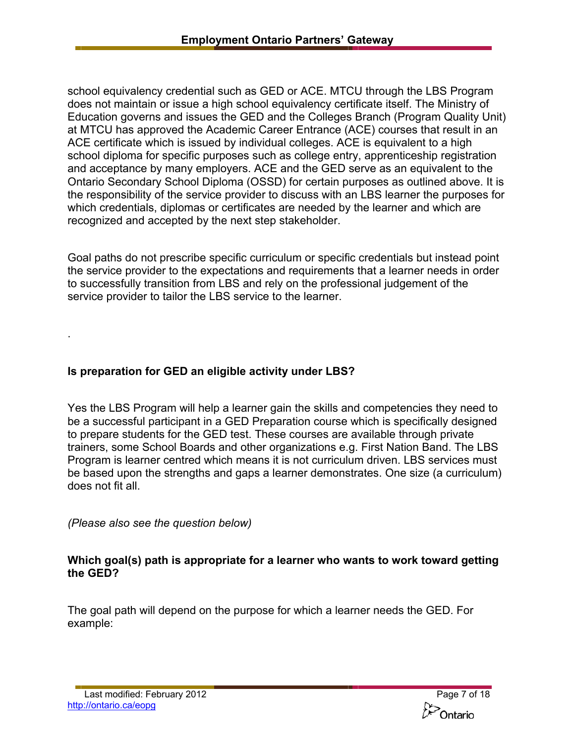school equivalency credential such as GED or ACE. MTCU through the LBS Program does not maintain or issue a high school equivalency certificate itself. The Ministry of Education governs and issues the GED and the Colleges Branch (Program Quality Unit) at MTCU has approved the Academic Career Entrance (ACE) courses that result in an ACE certificate which is issued by individual colleges. ACE is equivalent to a high school diploma for specific purposes such as college entry, apprenticeship registration and acceptance by many employers. ACE and the GED serve as an equivalent to the Ontario Secondary School Diploma (OSSD) for certain purposes as outlined above. It is the responsibility of the service provider to discuss with an LBS learner the purposes for which credentials, diplomas or certificates are needed by the learner and which are recognized and accepted by the next step stakeholder.

Goal paths do not prescribe specific curriculum or specific credentials but instead point the service provider to the expectations and requirements that a learner needs in order to successfully transition from LBS and rely on the professional judgement of the service provider to tailor the LBS service to the learner.

.

**Is preparation for GED an eligible activity under LBS?**

Yes the LBS Program will help a learner gain the skills and competencies they need to be a successful participant in a GED Preparation course which is specifically designed to prepare students for the GED test. These courses are available through private trainers, some School Boards and other organizations e.g. First Nation Band. The LBS Program is learner centred which means it is not curriculum driven. LBS services must be based upon the strengths and gaps a learner demonstrates. One size (a curriculum) does not fit all.

*(Please also see the question below)*

**Which goal(s) path is appropriate for a learner who wants to work toward getting the GED?**

The goal path will depend on the purpose for which a learner needs the GED. For example: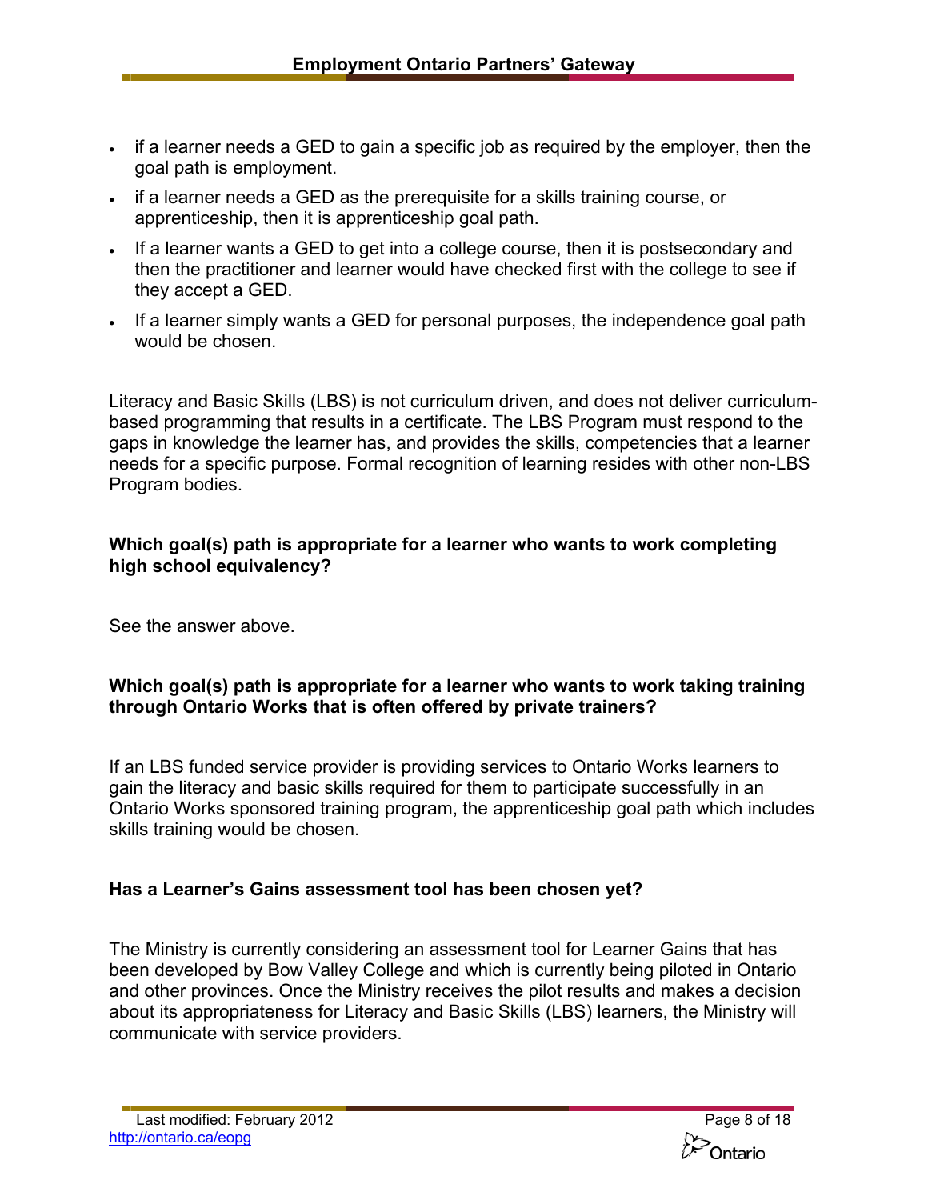- if a learner needs a GED to gain a specific job as required by the employer, then the goal path is employment.
- if a learner needs a GED as the prerequisite for a skills training course, or apprenticeship, then it is apprenticeship goal path.
- If a learner wants a GED to get into a college course, then it is postsecondary and then the practitioner and learner would have checked first with the college to see if they accept a GED.
- If a learner simply wants a GED for personal purposes, the independence goal path would be chosen.

Literacy and Basic Skills (LBS) is not curriculum driven, and does not deliver curriculum-based programming that results in a certificate. The LBS Program must respond to the gaps in knowledge the learner has, and provides the skills, competencies that a learner needs for a specific purpose. Formal recognition of learning resides with other non-LBS Program bodies.

**Which goal(s) path is appropriate for a learner who wants to work completing high school equivalency?**

See the answer above.

**Which goal(s) path is appropriate for a learner who wants to work taking training through Ontario Works that is often offered by private trainers?**

If an LBS funded service provider is providing services to Ontario Works learners to gain the literacy and basic skills required for them to participate successfully in an Ontario Works sponsored training program, the apprenticeship goal path which includes skills training would be chosen.

**Has a Learner's Gains assessment tool has been chosen yet?**

The Ministry is currently considering an assessment tool for Learner Gains that has been developed by Bow Valley College and which is currently being piloted in Ontario and other provinces. Once the Ministry receives the pilot results and makes a decision about its appropriateness for Literacy and Basic Skills (LBS) learners, the Ministry will communicate with service providers.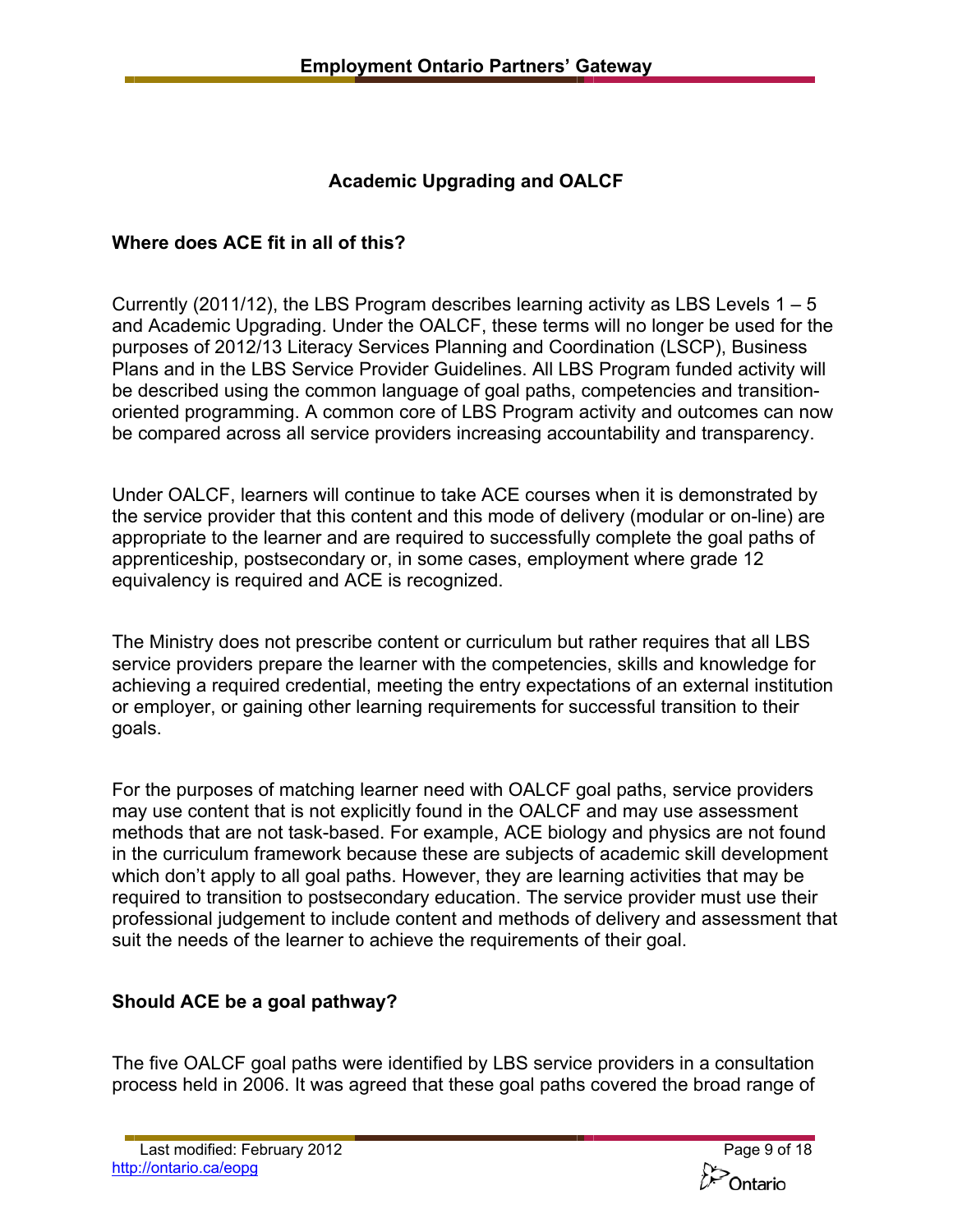## Academic Upgrading and OALCF

### Where does ACE fit in all of this?

Currently (2011/12), the LBS Program describes learning activity as LBS Levels 1 – 5 and Academic Upgrading. Under the OALCF, these terms will no longer be used for the purposes of 2012/13 Literacy Services Planning and Coordination (LSCP), Business Plans and in the LBS Service Provider Guidelines. All LBS Program funded activity will be described using the common language of goal paths, competencies and transition-oriented programming. A common core of LBS Program activity and outcomes can now be compared across all service providers increasing accountability and transparency.

Under OALCF, learners will continue to take ACE courses when it is demonstrated by the service provider that this content and this mode of delivery (modular or on-line) are appropriate to the learner and are required to successfully complete the goal paths of apprenticeship, postsecondary or, in some cases, employment where grade 12 equivalency is required and ACE is recognized.

The Ministry does not prescribe content or curriculum but rather requires that all LBS service providers prepare the learner with the competencies, skills and knowledge for achieving a required credential, meeting the entry expectations of an external institution or employer, or gaining other learning requirements for successful transition to their goals.

For the purposes of matching learner need with OALCF goal paths, service providers may use content that is not explicitly found in the OALCF and may use assessment methods that are not task-based. For example, ACE biology and physics are not found in the curriculum framework because these are subjects of academic skill development which don't apply to all goal paths. However, they are learning activities that may be required to transition to postsecondary education. The service provider must use their professional judgement to include content and methods of delivery and assessment that suit the needs of the learner to achieve the requirements of their goal.

### Should ACE be a goal pathway?

The five OALCF goal paths were identified by LBS service providers in a consultation process held in 2006. It was agreed that these goal paths covered the broad range of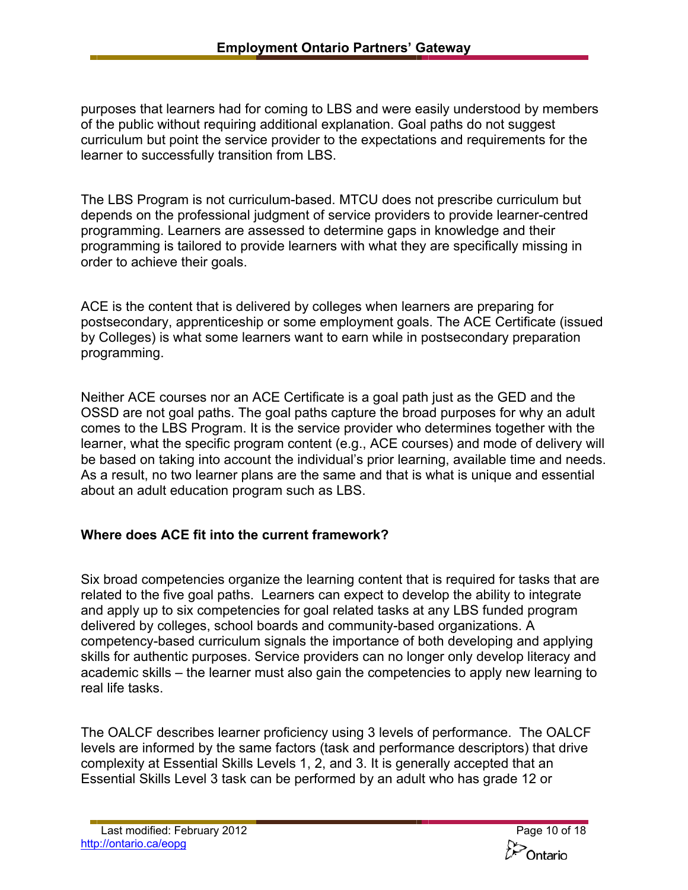purposes that learners had for coming to LBS and were easily understood by members of the public without requiring additional explanation. Goal paths do not suggest curriculum but point the service provider to the expectations and requirements for the learner to successfully transition from LBS.

The LBS Program is not curriculum-based. MTCU does not prescribe curriculum but depends on the professional judgment of service providers to provide learner-centred programming. Learners are assessed to determine gaps in knowledge and their programming is tailored to provide learners with what they are specifically missing in order to achieve their goals.

ACE is the content that is delivered by colleges when learners are preparing for postsecondary, apprenticeship or some employment goals. The ACE Certificate (issued by Colleges) is what some learners want to earn while in postsecondary preparation programming.

Neither ACE courses nor an ACE Certificate is a goal path just as the GED and the OSSD are not goal paths. The goal paths capture the broad purposes for why an adult comes to the LBS Program. It is the service provider who determines together with the learner, what the specific program content (e.g., ACE courses) and mode of delivery will be based on taking into account the individual's prior learning, available time and needs. As a result, no two learner plans are the same and that is what is unique and essential about an adult education program such as LBS.

**Where does ACE fit into the current framework?**

Six broad competencies organize the learning content that is required for tasks that are related to the five goal paths. Learners can expect to develop the ability to integrate and apply up to six competencies for goal related tasks at any LBS funded program delivered by colleges, school boards and community-based organizations. A competency-based curriculum signals the importance of both developing and applying skills for authentic purposes. Service providers can no longer only develop literacy and academic skills – the learner must also gain the competencies to apply new learning to real life tasks.

The OALCF describes learner proficiency using 3 levels of performance. The OALCF levels are informed by the same factors (task and performance descriptors) that drive complexity at Essential Skills Levels 1, 2, and 3. It is generally accepted that an Essential Skills Level 3 task can be performed by an adult who has grade 12 or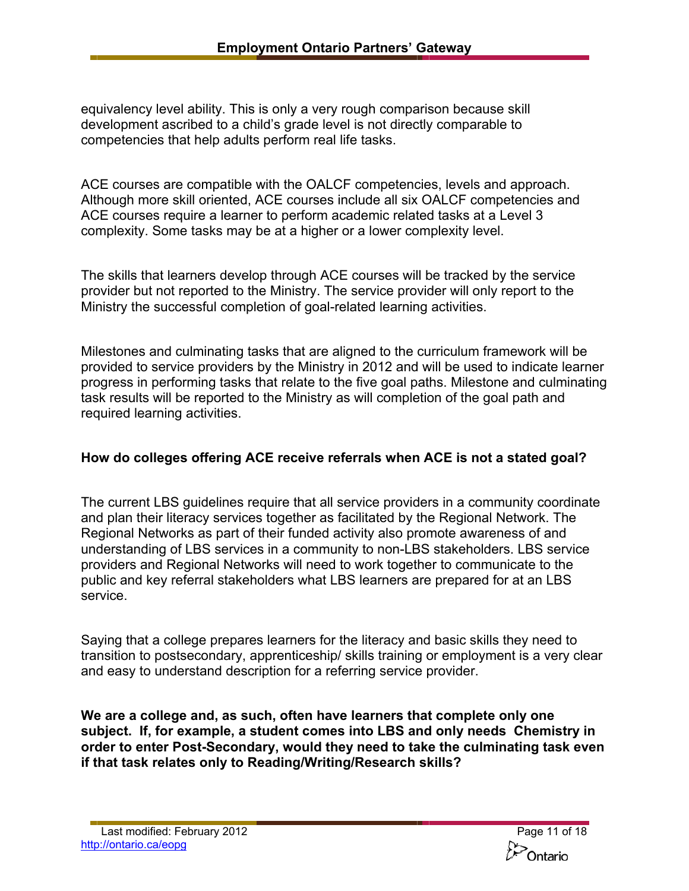equivalency level ability. This is only a very rough comparison because skill development ascribed to a child's grade level is not directly comparable to competencies that help adults perform real life tasks.

ACE courses are compatible with the OALCF competencies, levels and approach. Although more skill oriented, ACE courses include all six OALCF competencies and ACE courses require a learner to perform academic related tasks at a Level 3 complexity. Some tasks may be at a higher or a lower complexity level.

The skills that learners develop through ACE courses will be tracked by the service provider but not reported to the Ministry. The service provider will only report to the Ministry the successful completion of goal-related learning activities.

Milestones and culminating tasks that are aligned to the curriculum framework will be provided to service providers by the Ministry in 2012 and will be used to indicate learner progress in performing tasks that relate to the five goal paths. Milestone and culminating task results will be reported to the Ministry as will completion of the goal path and required learning activities.

**How do colleges offering ACE receive referrals when ACE is not a stated goal?**

The current LBS guidelines require that all service providers in a community coordinate and plan their literacy services together as facilitated by the Regional Network. The Regional Networks as part of their funded activity also promote awareness of and understanding of LBS services in a community to non-LBS stakeholders. LBS service providers and Regional Networks will need to work together to communicate to the public and key referral stakeholders what LBS learners are prepared for at an LBS service.

Saying that a college prepares learners for the literacy and basic skills they need to transition to postsecondary, apprenticeship/ skills training or employment is a very clear and easy to understand description for a referring service provider.

**We are a college and, as such, often have learners that complete only one subject. If, for example, a student comes into LBS and only needs Chemistry in order to enter Post-Secondary, would they need to take the culminating task even if that task relates only to Reading/Writing/Research skills?**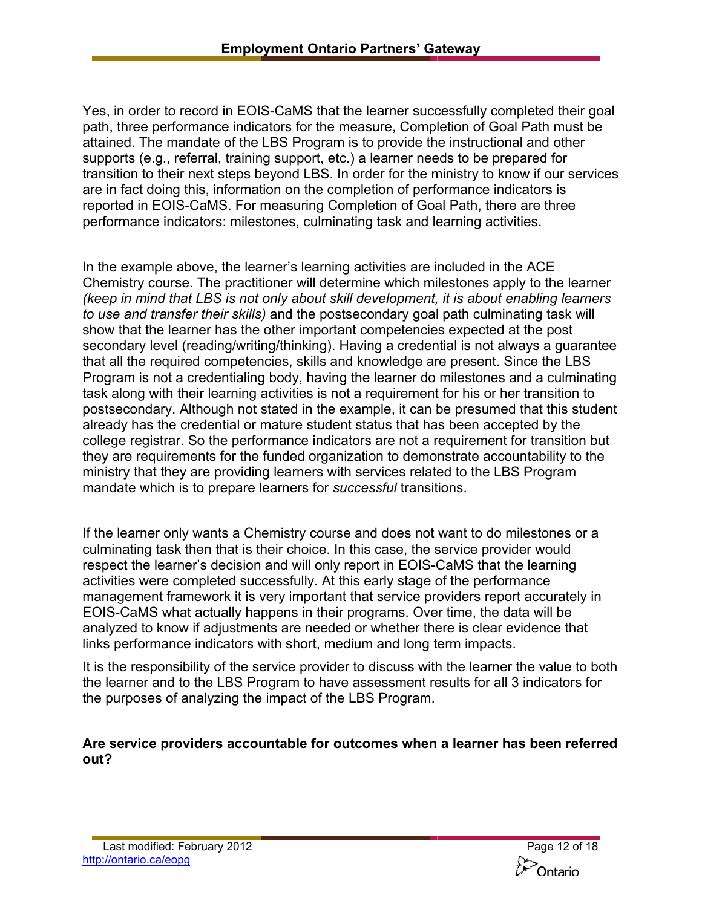Yes, in order to record in EOIS-CaMS that the learner successfully completed their goal path, three performance indicators for the measure, Completion of Goal Path must be attained. The mandate of the LBS Program is to provide the instructional and other supports (e.g., referral, training support, etc.) a learner needs to be prepared for transition to their next steps beyond LBS. In order for the ministry to know if our services are in fact doing this, information on the completion of performance indicators is reported in EOIS-CaMS. For measuring Completion of Goal Path, there are three performance indicators: milestones, culminating task and learning activities.

In the example above, the learner's learning activities are included in the ACE Chemistry course. The practitioner will determine which milestones apply to the learner *(keep in mind that LBS is not only about skill development, it is about enabling learners to use and transfer their skills)* and the postsecondary goal path culminating task will show that the learner has the other important competencies expected at the post secondary level (reading/writing/thinking). Having a credential is not always a guarantee that all the required competencies, skills and knowledge are present. Since the LBS Program is not a credentialing body, having the learner do milestones and a culminating task along with their learning activities is not a requirement for his or her transition to postsecondary. Although not stated in the example, it can be presumed that this student already has the credential or mature student status that has been accepted by the college registrar. So the performance indicators are not a requirement for transition but they are requirements for the funded organization to demonstrate accountability to the ministry that they are providing learners with services related to the LBS Program mandate which is to prepare learners for *successful* transitions.

If the learner only wants a Chemistry course and does not want to do milestones or a culminating task then that is their choice. In this case, the service provider would respect the learner's decision and will only report in EOIS-CaMS that the learning activities were completed successfully. At this early stage of the performance management framework it is very important that service providers report accurately in EOIS-CaMS what actually happens in their programs. Over time, the data will be analyzed to know if adjustments are needed or whether there is clear evidence that links performance indicators with short, medium and long term impacts.

It is the responsibility of the service provider to discuss with the learner the value to both the learner and to the LBS Program to have assessment results for all 3 indicators for the purposes of analyzing the impact of the LBS Program.

**Are service providers accountable for outcomes when a learner has been referred out?**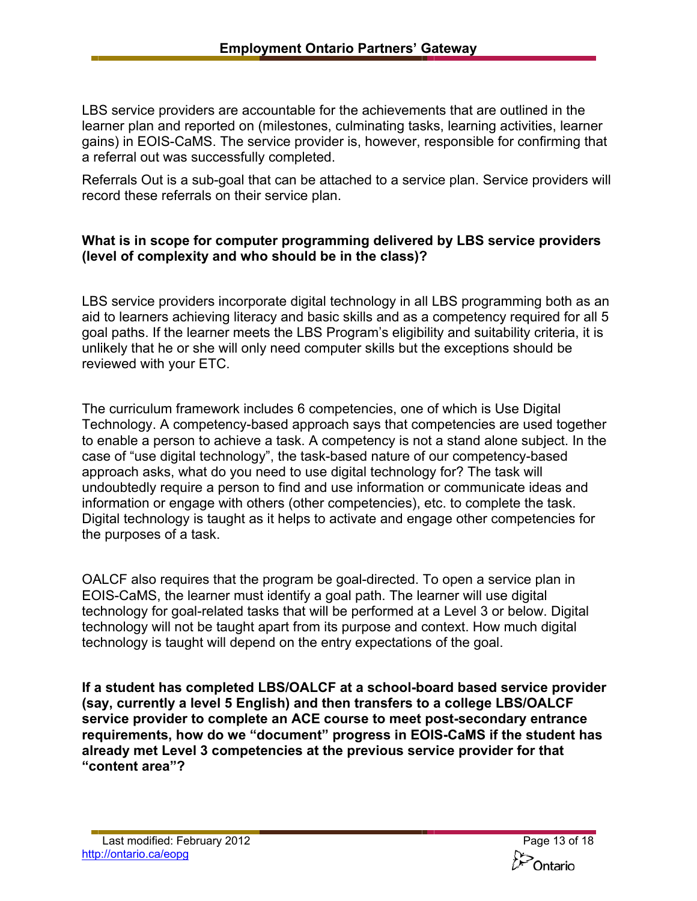LBS service providers are accountable for the achievements that are outlined in the learner plan and reported on (milestones, culminating tasks, learning activities, learner gains) in EOIS-CaMS. The service provider is, however, responsible for confirming that a referral out was successfully completed.

Referrals Out is a sub-goal that can be attached to a service plan. Service providers will record these referrals on their service plan.

**What is in scope for computer programming delivered by LBS service providers (level of complexity and who should be in the class)?**

LBS service providers incorporate digital technology in all LBS programming both as an aid to learners achieving literacy and basic skills and as a competency required for all 5 goal paths. If the learner meets the LBS Program's eligibility and suitability criteria, it is unlikely that he or she will only need computer skills but the exceptions should be reviewed with your ETC.

The curriculum framework includes 6 competencies, one of which is Use Digital Technology. A competency-based approach says that competencies are used together to enable a person to achieve a task. A competency is not a stand alone subject. In the case of "use digital technology", the task-based nature of our competency-based approach asks, what do you need to use digital technology for? The task will undoubtedly require a person to find and use information or communicate ideas and information or engage with others (other competencies), etc. to complete the task. Digital technology is taught as it helps to activate and engage other competencies for the purposes of a task.

OALCF also requires that the program be goal-directed. To open a service plan in EOIS-CaMS, the learner must identify a goal path. The learner will use digital technology for goal-related tasks that will be performed at a Level 3 or below. Digital technology will not be taught apart from its purpose and context. How much digital technology is taught will depend on the entry expectations of the goal.

**If a student has completed LBS/OALCF at a school-board based service provider (say, currently a level 5 English) and then transfers to a college LBS/OALCF service provider to complete an ACE course to meet post-secondary entrance requirements, how do we "document" progress in EOIS-CaMS if the student has already met Level 3 competencies at the previous service provider for that "content area"?**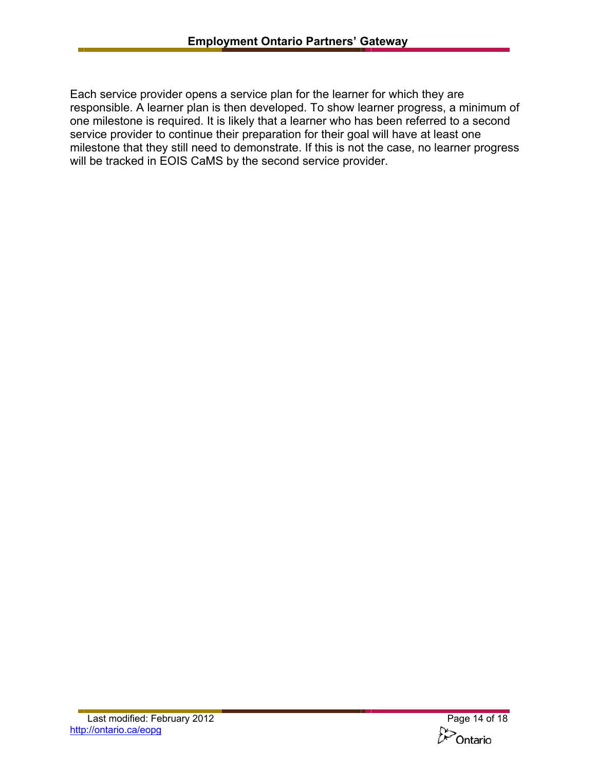Each service provider opens a service plan for the learner for which they are responsible. A learner plan is then developed. To show learner progress, a minimum of one milestone is required. It is likely that a learner who has been referred to a second service provider to continue their preparation for their goal will have at least one milestone that they still need to demonstrate. If this is not the case, no learner progress will be tracked in EOIS CaMS by the second service provider.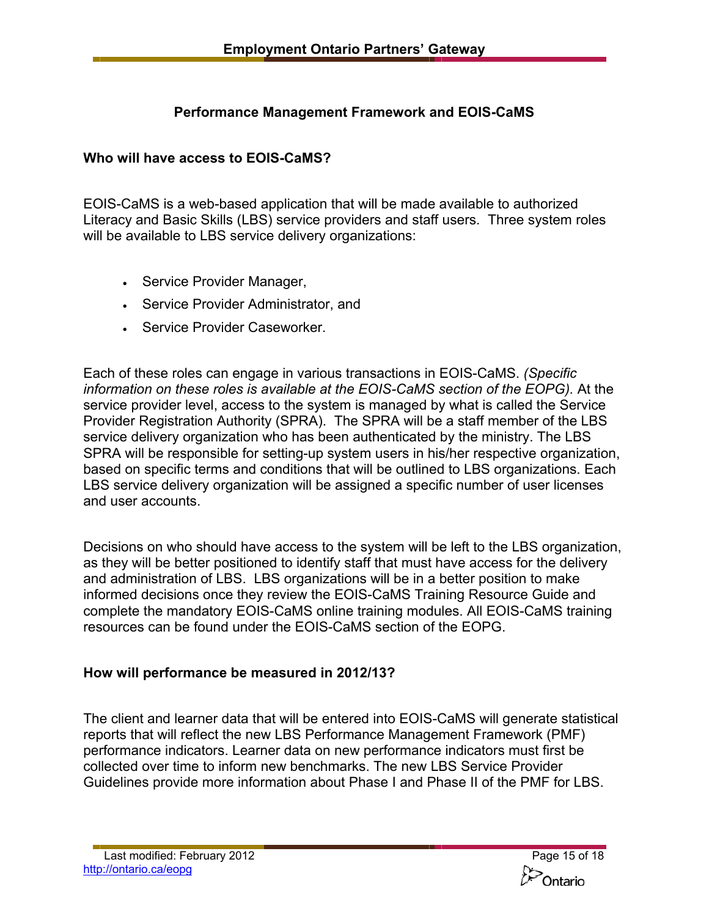## Performance Management Framework and EOIS-CaMS

### Who will have access to EOIS-CaMS?

EOIS-CaMS is a web-based application that will be made available to authorized Literacy and Basic Skills (LBS) service providers and staff users. Three system roles will be available to LBS service delivery organizations:

- Service Provider Manager,
- Service Provider Administrator, and
- Service Provider Caseworker.

Each of these roles can engage in various transactions in EOIS-CaMS. *(Specific information on these roles is available at the EOIS-CaMS section of the EOPG).* At the service provider level, access to the system is managed by what is called the Service Provider Registration Authority (SPRA). The SPRA will be a staff member of the LBS service delivery organization who has been authenticated by the ministry. The LBS SPRA will be responsible for setting-up system users in his/her respective organization, based on specific terms and conditions that will be outlined to LBS organizations. Each LBS service delivery organization will be assigned a specific number of user licenses and user accounts.

Decisions on who should have access to the system will be left to the LBS organization, as they will be better positioned to identify staff that must have access for the delivery and administration of LBS. LBS organizations will be in a better position to make informed decisions once they review the EOIS-CaMS Training Resource Guide and complete the mandatory EOIS-CaMS online training modules. All EOIS-CaMS training resources can be found under the EOIS-CaMS section of the EOPG.

### How will performance be measured in 2012/13?

The client and learner data that will be entered into EOIS-CaMS will generate statistical reports that will reflect the new LBS Performance Management Framework (PMF) performance indicators. Learner data on new performance indicators must first be collected over time to inform new benchmarks. The new LBS Service Provider Guidelines provide more information about Phase I and Phase II of the PMF for LBS.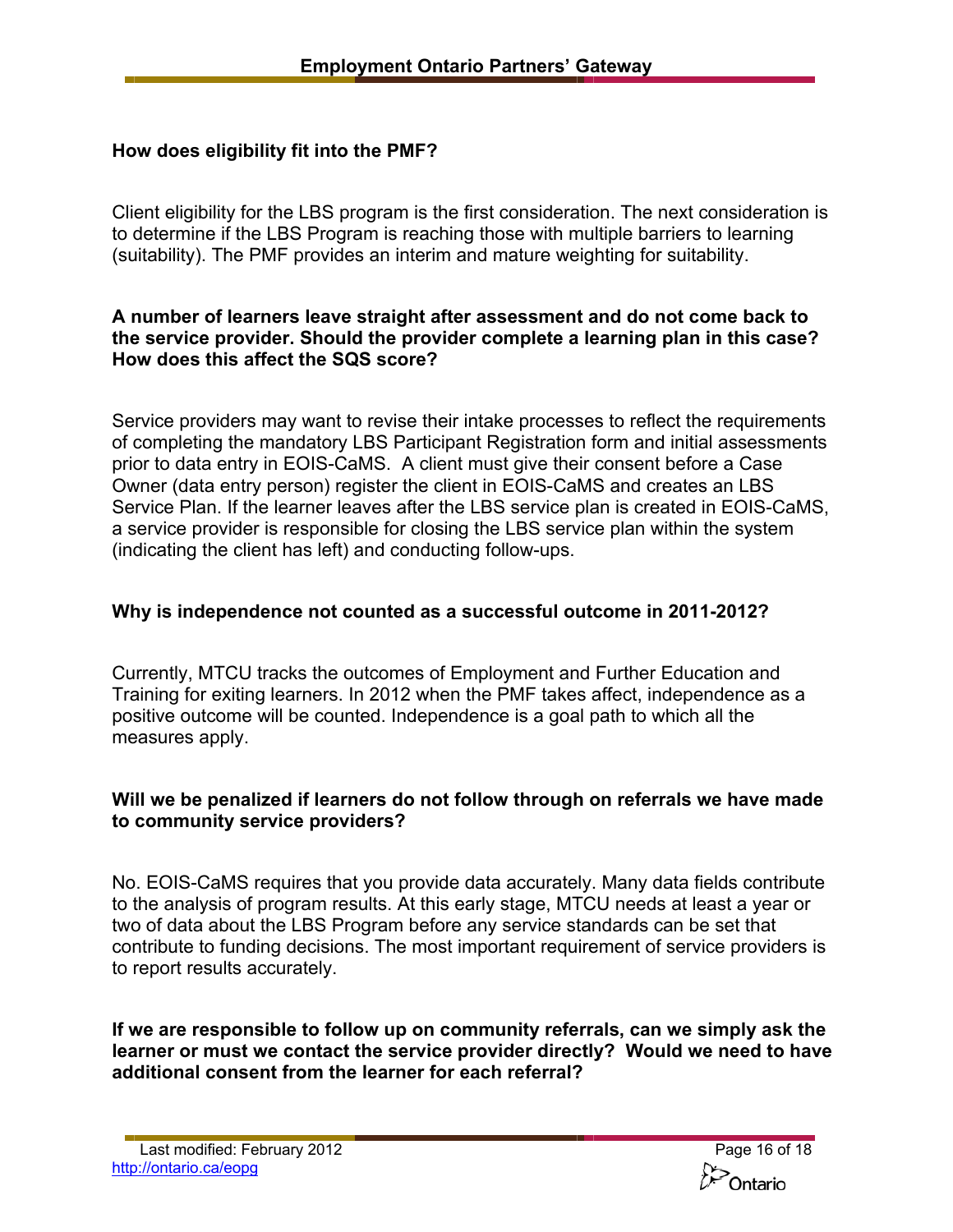**How does eligibility fit into the PMF?**

Client eligibility for the LBS program is the first consideration. The next consideration is to determine if the LBS Program is reaching those with multiple barriers to learning (suitability). The PMF provides an interim and mature weighting for suitability.

**A number of learners leave straight after assessment and do not come back to the service provider. Should the provider complete a learning plan in this case? How does this affect the SQS score?**

Service providers may want to revise their intake processes to reflect the requirements of completing the mandatory LBS Participant Registration form and initial assessments prior to data entry in EOIS-CaMS. A client must give their consent before a Case Owner (data entry person) register the client in EOIS-CaMS and creates an LBS Service Plan. If the learner leaves after the LBS service plan is created in EOIS-CaMS, a service provider is responsible for closing the LBS service plan within the system (indicating the client has left) and conducting follow-ups.

**Why is independence not counted as a successful outcome in 2011-2012?**

Currently, MTCU tracks the outcomes of Employment and Further Education and Training for exiting learners. In 2012 when the PMF takes affect, independence as a positive outcome will be counted. Independence is a goal path to which all the measures apply.

**Will we be penalized if learners do not follow through on referrals we have made to community service providers?**

No. EOIS-CaMS requires that you provide data accurately. Many data fields contribute to the analysis of program results. At this early stage, MTCU needs at least a year or two of data about the LBS Program before any service standards can be set that contribute to funding decisions. The most important requirement of service providers is to report results accurately.

**If we are responsible to follow up on community referrals, can we simply ask the learner or must we contact the service provider directly? Would we need to have additional consent from the learner for each referral?**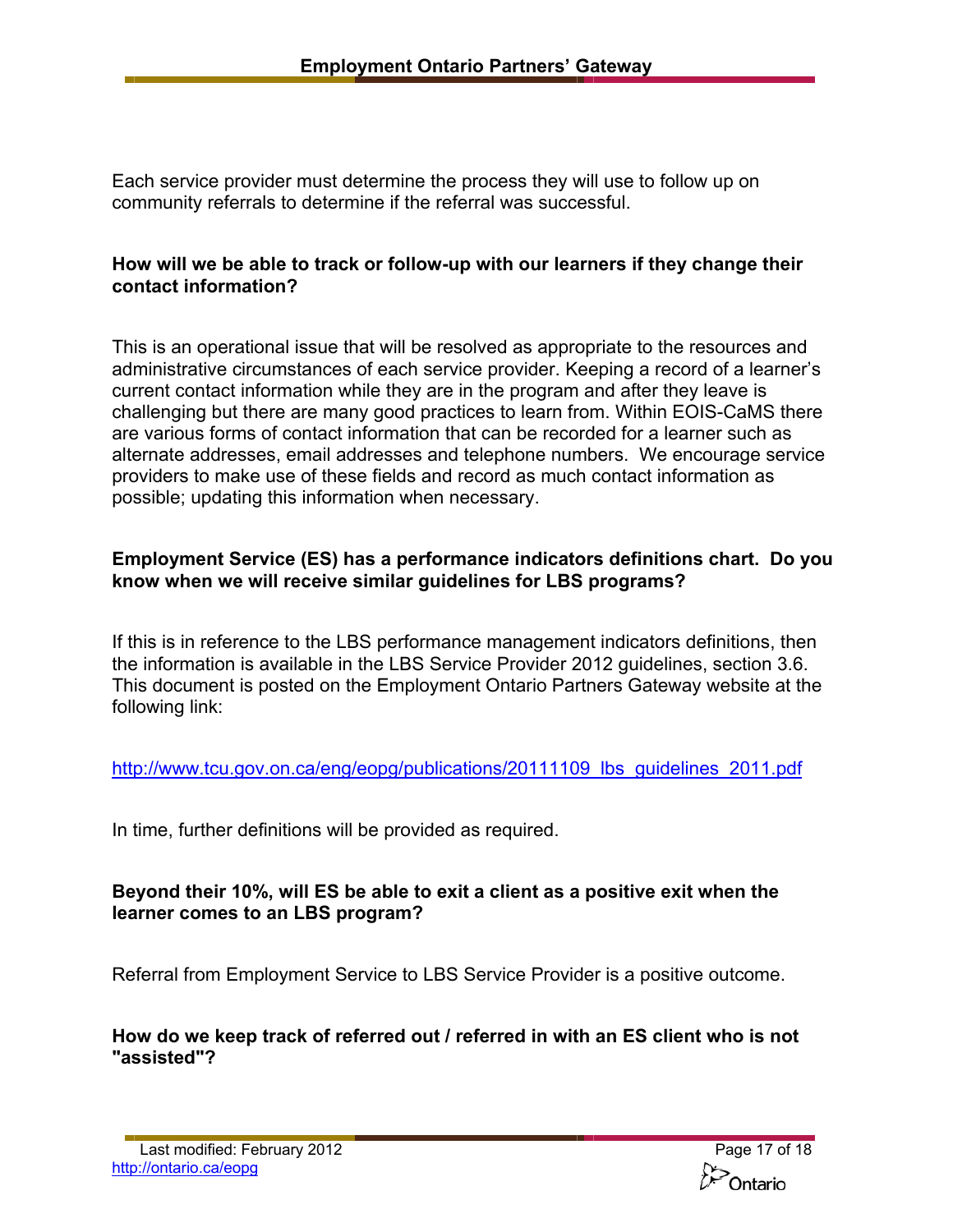Each service provider must determine the process they will use to follow up on community referrals to determine if the referral was successful.

**How will we be able to track or follow-up with our learners if they change their contact information?**

This is an operational issue that will be resolved as appropriate to the resources and administrative circumstances of each service provider. Keeping a record of a learner's current contact information while they are in the program and after they leave is challenging but there are many good practices to learn from. Within EOIS-CaMS there are various forms of contact information that can be recorded for a learner such as alternate addresses, email addresses and telephone numbers. We encourage service providers to make use of these fields and record as much contact information as possible; updating this information when necessary.

**Employment Service (ES) has a performance indicators definitions chart. Do you know when we will receive similar guidelines for LBS programs?**

If this is in reference to the LBS performance management indicators definitions, then the information is available in the LBS Service Provider 2012 guidelines, section 3.6. This document is posted on the Employment Ontario Partners Gateway website at the following link:

http://www.tcu.gov.on.ca/eng/eopg/publications/20111109_lbs_guidelines_2011.pdf

In time, further definitions will be provided as required.

**Beyond their 10%, will ES be able to exit a client as a positive exit when the learner comes to an LBS program?**

Referral from Employment Service to LBS Service Provider is a positive outcome.

**How do we keep track of referred out / referred in with an ES client who is not "assisted"?**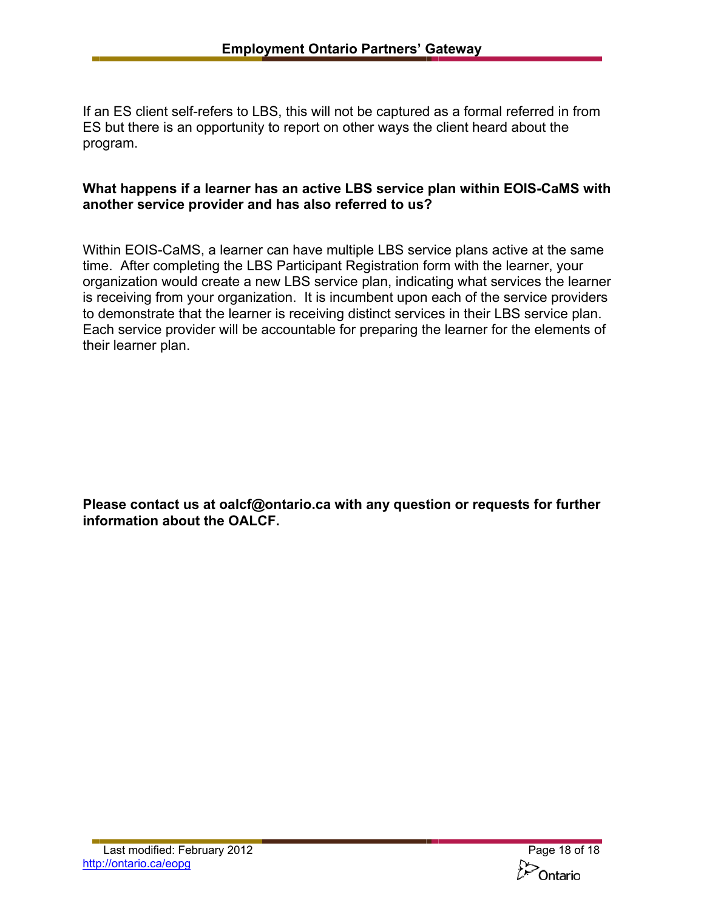If an ES client self-refers to LBS, this will not be captured as a formal referred in from ES but there is an opportunity to report on other ways the client heard about the program.

**What happens if a learner has an active LBS service plan within EOIS-CaMS with another service provider and has also referred to us?**

Within EOIS-CaMS, a learner can have multiple LBS service plans active at the same time. After completing the LBS Participant Registration form with the learner, your organization would create a new LBS service plan, indicating what services the learner is receiving from your organization. It is incumbent upon each of the service providers to demonstrate that the learner is receiving distinct services in their LBS service plan. Each service provider will be accountable for preparing the learner for the elements of their learner plan.

**Please contact us at oalcf@ontario.ca with any question or requests for further information about the OALCF.**